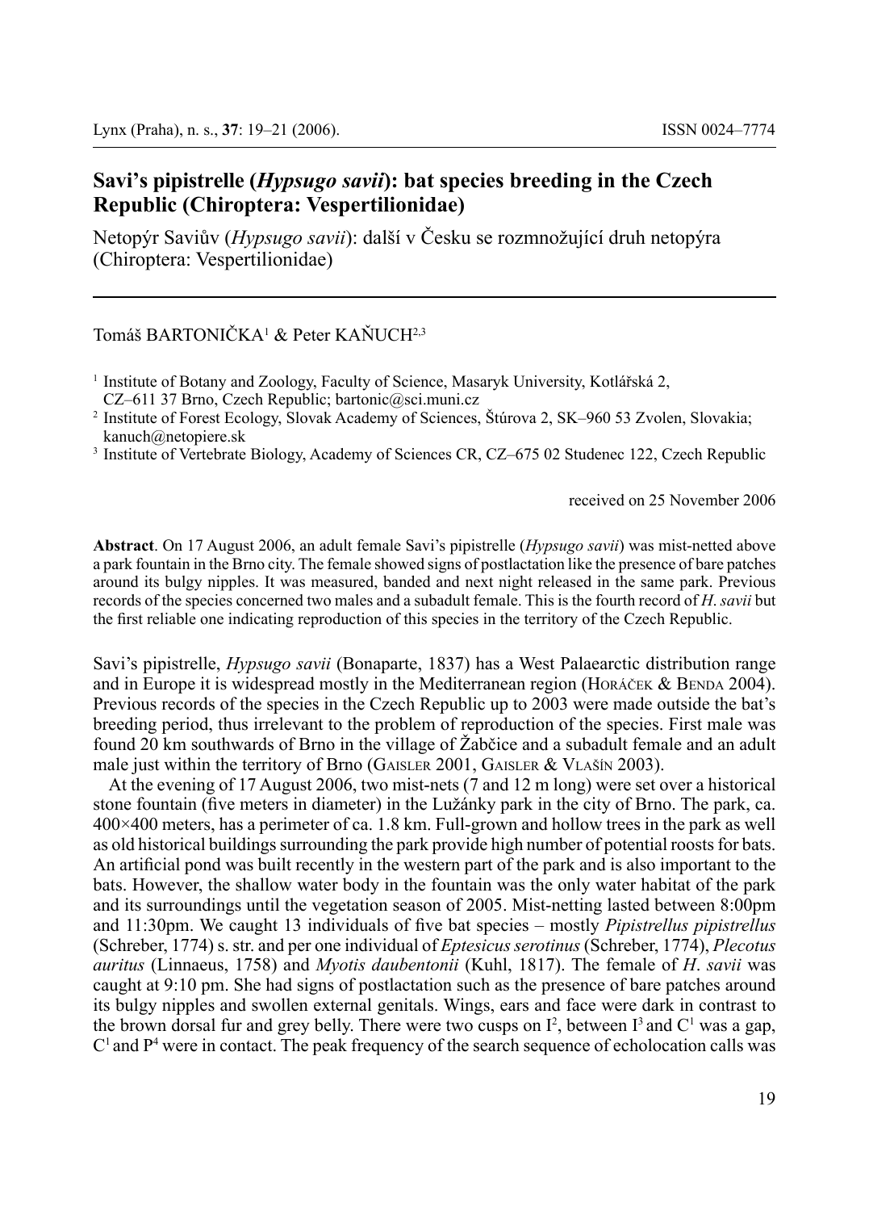# Savi's pipistrelle (*Hypsugo savii*): bat species breeding in the Czech Republic (Chiroptera: Vespertilionidae)

Netopýr Saviův (*Hypsugo savii*): další v Česku se rozmnožující druh netopýra (Chiroptera: Vespertilionidae)

Tomáš BARTONIČKA[1] & Peter KAŇUCH[2,3]

[1] Institute of Botany and Zoology, Faculty of Science, Masaryk University, Kotlářská 2, CZ–611 37 Brno, Czech Republic; bartonic@sci.muni.cz

[2] Institute of Forest Ecology, Slovak Academy of Sciences, Štúrova 2, SK–960 53 Zvolen, Slovakia; kanuch@netopiere.sk

[3] Institute of Vertebrate Biology, Academy of Sciences CR, CZ–675 02 Studenec 122, Czech Republic

received on 25 November 2006

**Abstract**. On 17 August 2006, an adult female Savi's pipistrelle (*Hypsugo savii*) was mist-netted above a park fountain in the Brno city. The female showed signs of postlactation like the presence of bare patches around its bulgy nipples. It was measured, banded and next night released in the same park. Previous records of the species concerned two males and a subadult female. This is the fourth record of *H. savii* but the first reliable one indicating reproduction of this species in the territory of the Czech Republic.

Savi's pipistrelle, *Hypsugo savii* (Bonaparte, 1837) has a West Palaearctic distribution range and in Europe it is widespread mostly in the Mediterranean region (Horáček & Benda 2004). Previous records of the species in the Czech Republic up to 2003 were made outside the bat's breeding period, thus irrelevant to the problem of reproduction of the species. First male was found 20 km southwards of Brno in the village of Žabčice and a subadult female and an adult male just within the territory of Brno (Gaisler 2001, Gaisler & Vlašín 2003).

At the evening of 17 August 2006, two mist-nets (7 and 12 m long) were set over a historical stone fountain (five meters in diameter) in the Lužánky park in the city of Brno. The park, ca. 400×400 meters, has a perimeter of ca. 1.8 km. Full-grown and hollow trees in the park as well as old historical buildings surrounding the park provide high number of potential roosts for bats. An artificial pond was built recently in the western part of the park and is also important to the bats. However, the shallow water body in the fountain was the only water habitat of the park and its surroundings until the vegetation season of 2005. Mist-netting lasted between 8:00pm and 11:30pm. We caught 13 individuals of five bat species – mostly *Pipistrellus pipistrellus* (Schreber, 1774) s. str. and per one individual of *Eptesicus serotinus* (Schreber, 1774), *Plecotus auritus* (Linnaeus, 1758) and *Myotis daubentonii* (Kuhl, 1817). The female of *H. savii* was caught at 9:10 pm. She had signs of postlactation such as the presence of bare patches around its bulgy nipples and swollen external genitals. Wings, ears and face were dark in contrast to the brown dorsal fur and grey belly. There were two cusps on $I^2$, between $I^3$ and $C^1$ was a gap, $C^1$ and $P^4$ were in contact. The peak frequency of the search sequence of echolocation calls was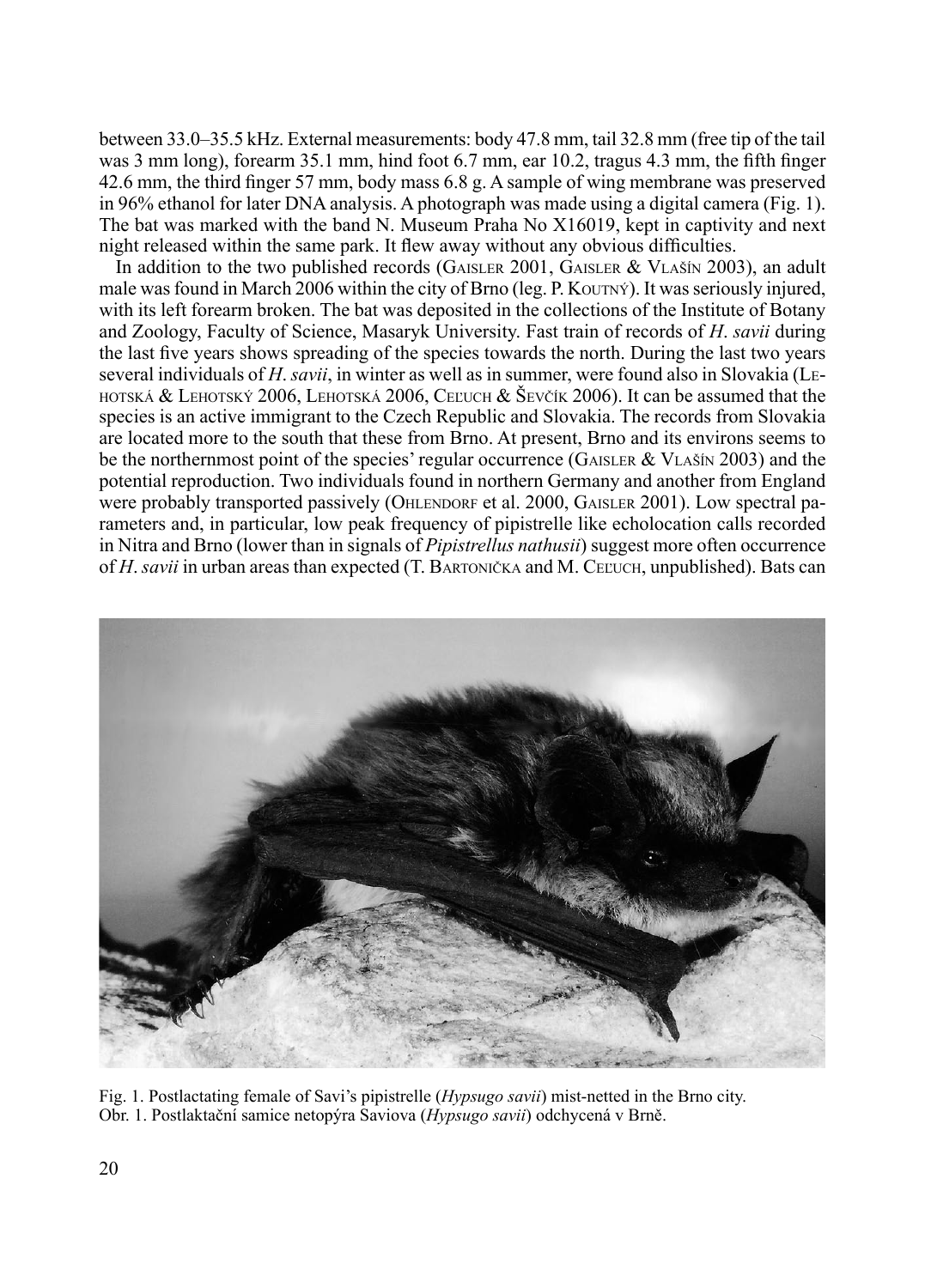between 33.0–35.5 kHz. External measurements: body 47.8 mm, tail 32.8 mm (free tip of the tail was 3 mm long), forearm 35.1 mm, hind foot 6.7 mm, ear 10.2, tragus 4.3 mm, the fifth finger 42.6 mm, the third finger 57 mm, body mass 6.8 g. A sample of wing membrane was preserved in 96% ethanol for later DNA analysis. A photograph was made using a digital camera (Fig. 1). The bat was marked with the band N. Museum Praha No X16019, kept in captivity and next night released within the same park. It flew away without any obvious difficulties.

In addition to the two published records (Gaisler 2001, Gaisler & Vlašín 2003), an adult male was found in March 2006 within the city of Brno (leg. P. Koutný). It was seriously injured, with its left forearm broken. The bat was deposited in the collections of the Institute of Botany and Zoology, Faculty of Science, Masaryk University. Fast train of records of *H. savii* during the last five years shows spreading of the species towards the north. During the last two years several individuals of *H. savii*, in winter as well as in summer, were found also in Slovakia (Lehotská & Lehotský 2006, Lehotská 2006, Ceľuch & Ševčík 2006). It can be assumed that the species is an active immigrant to the Czech Republic and Slovakia. The records from Slovakia are located more to the south that these from Brno. At present, Brno and its environs seems to be the northernmost point of the species' regular occurrence (Gaisler & Vlašín 2003) and the potential reproduction. Two individuals found in northern Germany and another from England were probably transported passively (Ohlendorf et al. 2000, Gaisler 2001). Low spectral parameters and, in particular, low peak frequency of pipistrelle like echolocation calls recorded in Nitra and Brno (lower than in signals of *Pipistrellus nathusii*) suggest more often occurrence of *H. savii* in urban areas than expected (T. Bartonička and M. Ceľuch, unpublished). Bats can

Fig. 1. Postlactating female of Savi's pipistrelle (*Hypsugo savii*) mist-netted in the Brno city.
Obr. 1. Postlaktační samice netopýra Saviova (*Hypsugo savii*) odchycená v Brně.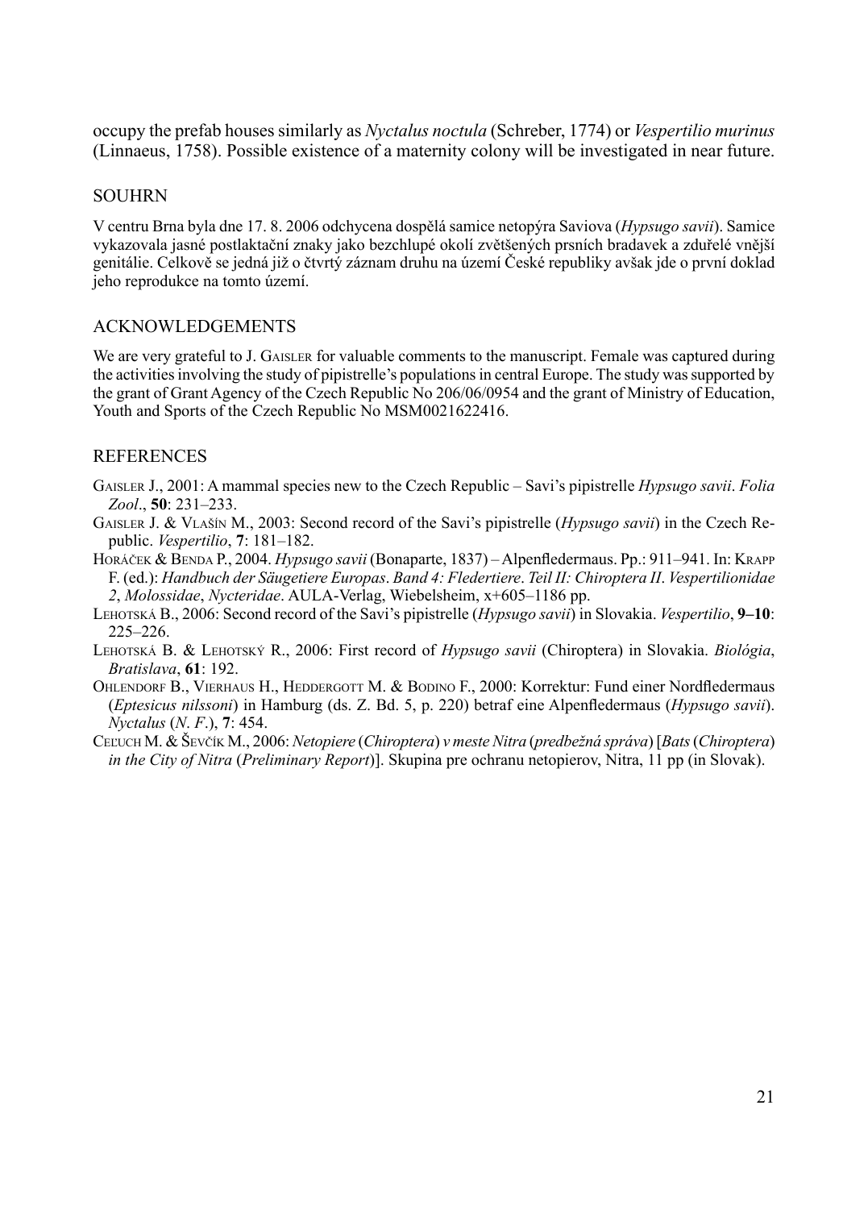occupy the prefab houses similarly as *Nyctalus noctula* (Schreber, 1774) or *Vespertilio murinus* (Linnaeus, 1758). Possible existence of a maternity colony will be investigated in near future.

## SOUHRN

V centru Brna byla dne 17. 8. 2006 odchycena dospělá samice netopýra Saviova (*Hypsugo savii*). Samice vykazovala jasné postlaktační znaky jako bezchlupé okolí zvětšených prsních bradavek a zduřelé vnější genitálie. Celkově se jedná již o čtvrtý záznam druhu na území České republiky avšak jde o první doklad jeho reprodukce na tomto území.

## ACKNOWLEDGEMENTS

We are very grateful to J. Gaisler for valuable comments to the manuscript. Female was captured during the activities involving the study of pipistrelle's populations in central Europe. The study was supported by the grant of Grant Agency of the Czech Republic No 206/06/0954 and the grant of Ministry of Education, Youth and Sports of the Czech Republic No MSM0021622416.

## REFERENCES

Gaisler J., 2001: A mammal species new to the Czech Republic – Savi's pipistrelle *Hypsugo savii*. *Folia Zool*., **50**: 231–233.

Gaisler J. & Vlašín M., 2003: Second record of the Savi's pipistrelle (*Hypsugo savii*) in the Czech Republic. *Vespertilio*, **7**: 181–182.

Horáček & Benda P., 2004. *Hypsugo savii* (Bonaparte, 1837) – Alpenfledermaus. Pp.: 911–941. In: Krapp F. (ed.): *Handbuch der Säugetiere Europas*. *Band 4: Fledertiere*. *Teil II: Chiroptera II*. *Vespertilionidae 2*, *Molossidae*, *Nycteridae*. AULA-Verlag, Wiebelsheim, x+605–1186 pp.

Lehotská B., 2006: Second record of the Savi's pipistrelle (*Hypsugo savii*) in Slovakia. *Vespertilio*, **9–10**: 225–226.

Lehotská B. & Lehotský R., 2006: First record of *Hypsugo savii* (Chiroptera) in Slovakia. *Biológia*, *Bratislava*, **61**: 192.

Ohlendorf B., Vierhaus H., Heddergott M. & Bodino F., 2000: Korrektur: Fund einer Nordfledermaus (*Eptesicus nilssoni*) in Hamburg (ds. Z. Bd. 5, p. 220) betraf eine Alpenfledermaus (*Hypsugo savii*). *Nyctalus* (*N*. *F*.), **7**: 454.

Ceľuch M. & Ševčík M., 2006: *Netopiere* (*Chiroptera*) *v meste Nitra* (*predbežná správa*) [*Bats* (*Chiroptera*) *in the City of Nitra* (*Preliminary Report*)]. Skupina pre ochranu netopierov, Nitra, 11 pp (in Slovak).